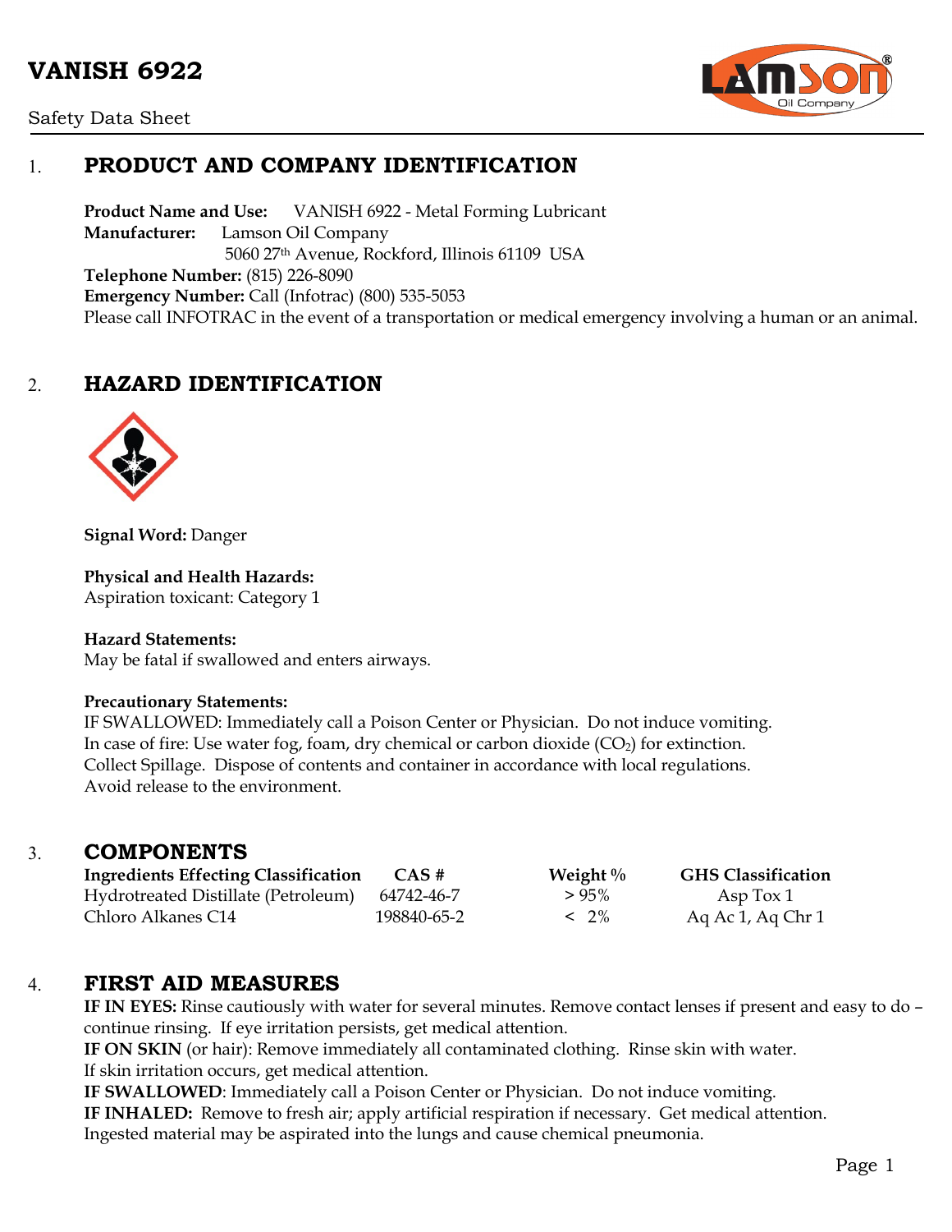# VANISH 6922

Safety Data Sheet

## 1. PRODUCT AND COMPANY IDENTIFICATION

**Product Name and Use:** VANISH 6922 - Metal Forming Lubricant
**Manufacturer:** Lamson Oil Company
5060 27th Avenue, Rockford, Illinois 61109 USA
**Telephone Number:** (815) 226-8090
**Emergency Number:** Call (Infotrac) (800) 535-5053
Please call INFOTRAC in the event of a transportation or medical emergency involving a human or an animal.

## 2. HAZARD IDENTIFICATION

**Signal Word:** Danger

**Physical and Health Hazards:**
Aspiration toxicant: Category 1

**Hazard Statements:**
May be fatal if swallowed and enters airways.

**Precautionary Statements:**
IF SWALLOWED: Immediately call a Poison Center or Physician. Do not induce vomiting.
In case of fire: Use water fog, foam, dry chemical or carbon dioxide ($CO_2$) for extinction.
Collect Spillage. Dispose of contents and container in accordance with local regulations.
Avoid release to the environment.

## 3. COMPONENTS

| Ingredients Effecting Classification | CAS # | Weight % | GHS Classification |
|---|---|---|---|
| Hydrotreated Distillate (Petroleum) | 64742-46-7 | > 95% | Asp Tox 1 |
| Chloro Alkanes C14 | 198840-65-2 | < 2% | Aq Ac 1, Aq Chr 1 |

## 4. FIRST AID MEASURES

**IF IN EYES:** Rinse cautiously with water for several minutes. Remove contact lenses if present and easy to do – continue rinsing. If eye irritation persists, get medical attention.
**IF ON SKIN** (or hair): Remove immediately all contaminated clothing. Rinse skin with water. If skin irritation occurs, get medical attention.
**IF SWALLOWED**: Immediately call a Poison Center or Physician. Do not induce vomiting.
**IF INHALED:** Remove to fresh air; apply artificial respiration if necessary. Get medical attention.
Ingested material may be aspirated into the lungs and cause chemical pneumonia.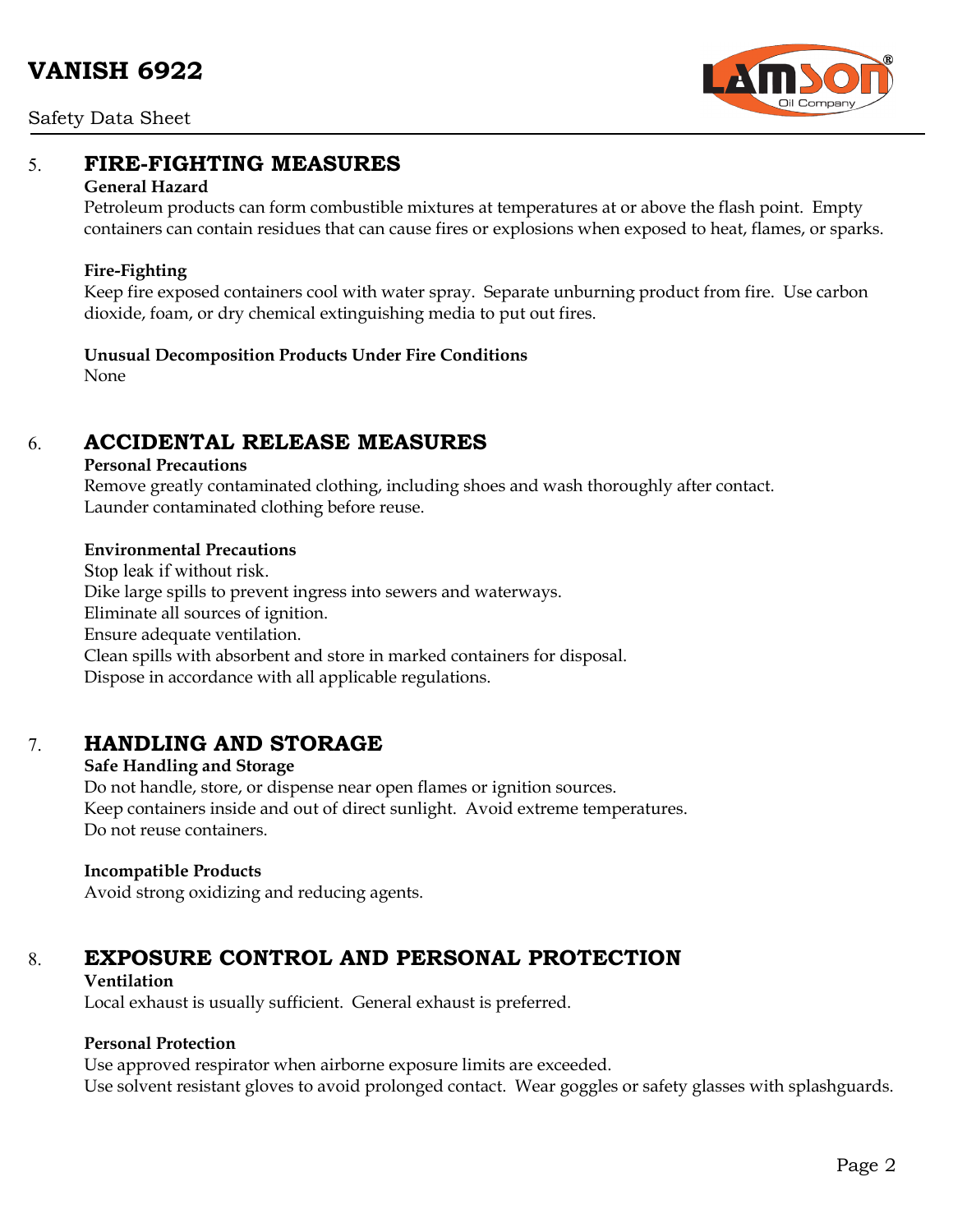## 5. FIRE-FIGHTING MEASURES

**General Hazard**

Petroleum products can form combustible mixtures at temperatures at or above the flash point. Empty containers can contain residues that can cause fires or explosions when exposed to heat, flames, or sparks.

**Fire-Fighting**

Keep fire exposed containers cool with water spray. Separate unburning product from fire. Use carbon dioxide, foam, or dry chemical extinguishing media to put out fires.

**Unusual Decomposition Products Under Fire Conditions**

None

## 6. ACCIDENTAL RELEASE MEASURES

**Personal Precautions**

Remove greatly contaminated clothing, including shoes and wash thoroughly after contact.
Launder contaminated clothing before reuse.

**Environmental Precautions**

Stop leak if without risk.
Dike large spills to prevent ingress into sewers and waterways.
Eliminate all sources of ignition.
Ensure adequate ventilation.
Clean spills with absorbent and store in marked containers for disposal.
Dispose in accordance with all applicable regulations.

## 7. HANDLING AND STORAGE

**Safe Handling and Storage**

Do not handle, store, or dispense near open flames or ignition sources.
Keep containers inside and out of direct sunlight. Avoid extreme temperatures.
Do not reuse containers.

**Incompatible Products**

Avoid strong oxidizing and reducing agents.

## 8. EXPOSURE CONTROL AND PERSONAL PROTECTION

**Ventilation**

Local exhaust is usually sufficient. General exhaust is preferred.

**Personal Protection**

Use approved respirator when airborne exposure limits are exceeded.
Use solvent resistant gloves to avoid prolonged contact. Wear goggles or safety glasses with splashguards.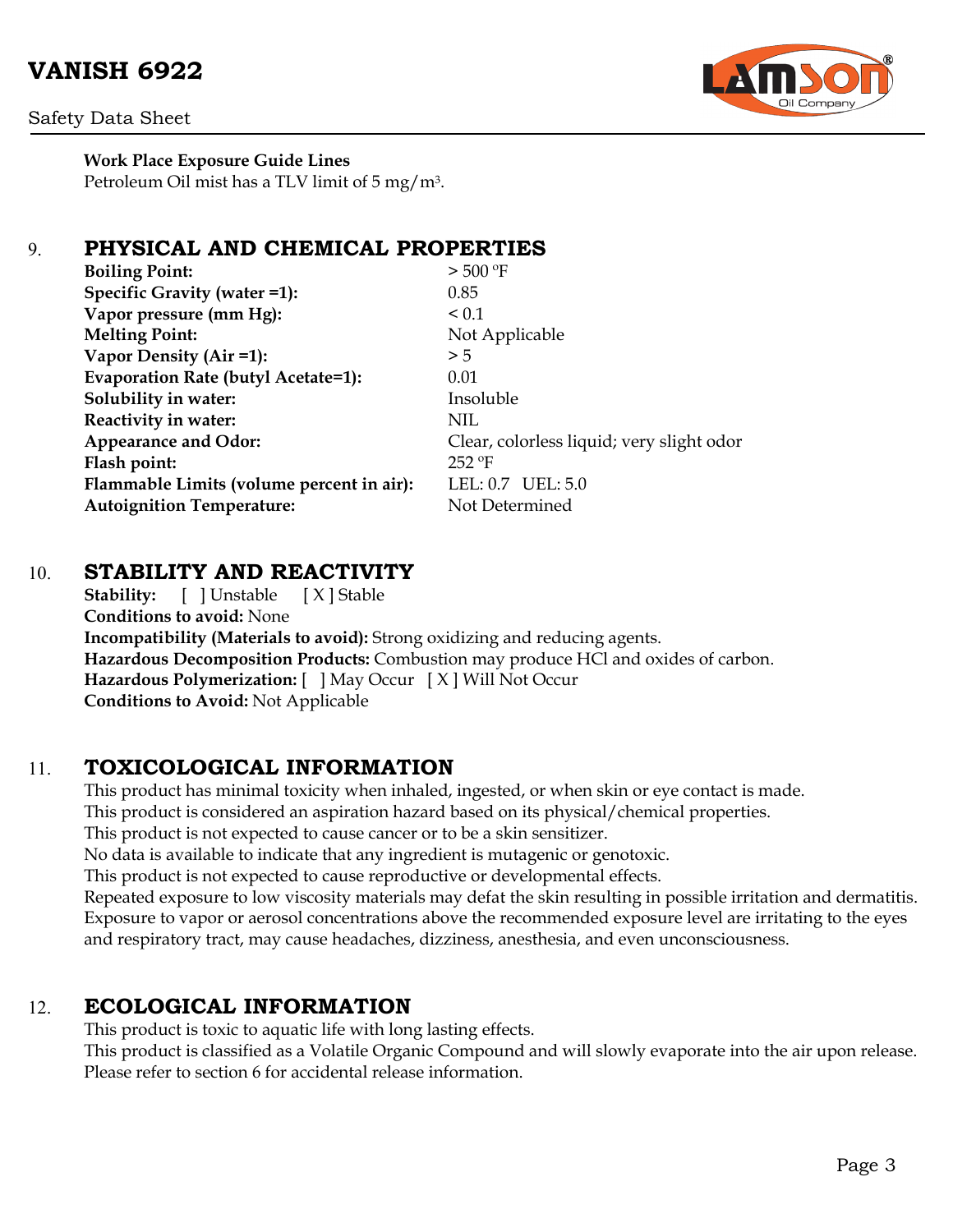**Work Place Exposure Guide Lines**
Petroleum Oil mist has a TLV limit of 5 mg/m$^3$.

## 9. PHYSICAL AND CHEMICAL PROPERTIES

| | |
|---|---|
| **Boiling Point:** | > 500 ºF |
| **Specific Gravity (water =1):** | 0.85 |
| **Vapor pressure (mm Hg):** | < 0.1 |
| **Melting Point:** | Not Applicable |
| **Vapor Density (Air =1):** | > 5 |
| **Evaporation Rate (butyl Acetate=1):** | 0.01 |
| **Solubility in water:** | Insoluble |
| **Reactivity in water:** | NIL |
| **Appearance and Odor:** | Clear, colorless liquid; very slight odor |
| **Flash point:** | 252 ºF |
| **Flammable Limits (volume percent in air):** | LEL: 0.7 UEL: 5.0 |
| **Autoignition Temperature:** | Not Determined |

## 10. STABILITY AND REACTIVITY

**Stability:** [ ] Unstable [ X ] Stable
**Conditions to avoid:** None
**Incompatibility (Materials to avoid):** Strong oxidizing and reducing agents.
**Hazardous Decomposition Products:** Combustion may produce HCl and oxides of carbon.
**Hazardous Polymerization:** [ ] May Occur [ X ] Will Not Occur
**Conditions to Avoid:** Not Applicable

## 11. TOXICOLOGICAL INFORMATION

This product has minimal toxicity when inhaled, ingested, or when skin or eye contact is made.
This product is considered an aspiration hazard based on its physical/chemical properties.
This product is not expected to cause cancer or to be a skin sensitizer.
No data is available to indicate that any ingredient is mutagenic or genotoxic.
This product is not expected to cause reproductive or developmental effects.
Repeated exposure to low viscosity materials may defat the skin resulting in possible irritation and dermatitis.
Exposure to vapor or aerosol concentrations above the recommended exposure level are irritating to the eyes and respiratory tract, may cause headaches, dizziness, anesthesia, and even unconsciousness.

## 12. ECOLOGICAL INFORMATION

This product is toxic to aquatic life with long lasting effects.
This product is classified as a Volatile Organic Compound and will slowly evaporate into the air upon release.
Please refer to section 6 for accidental release information.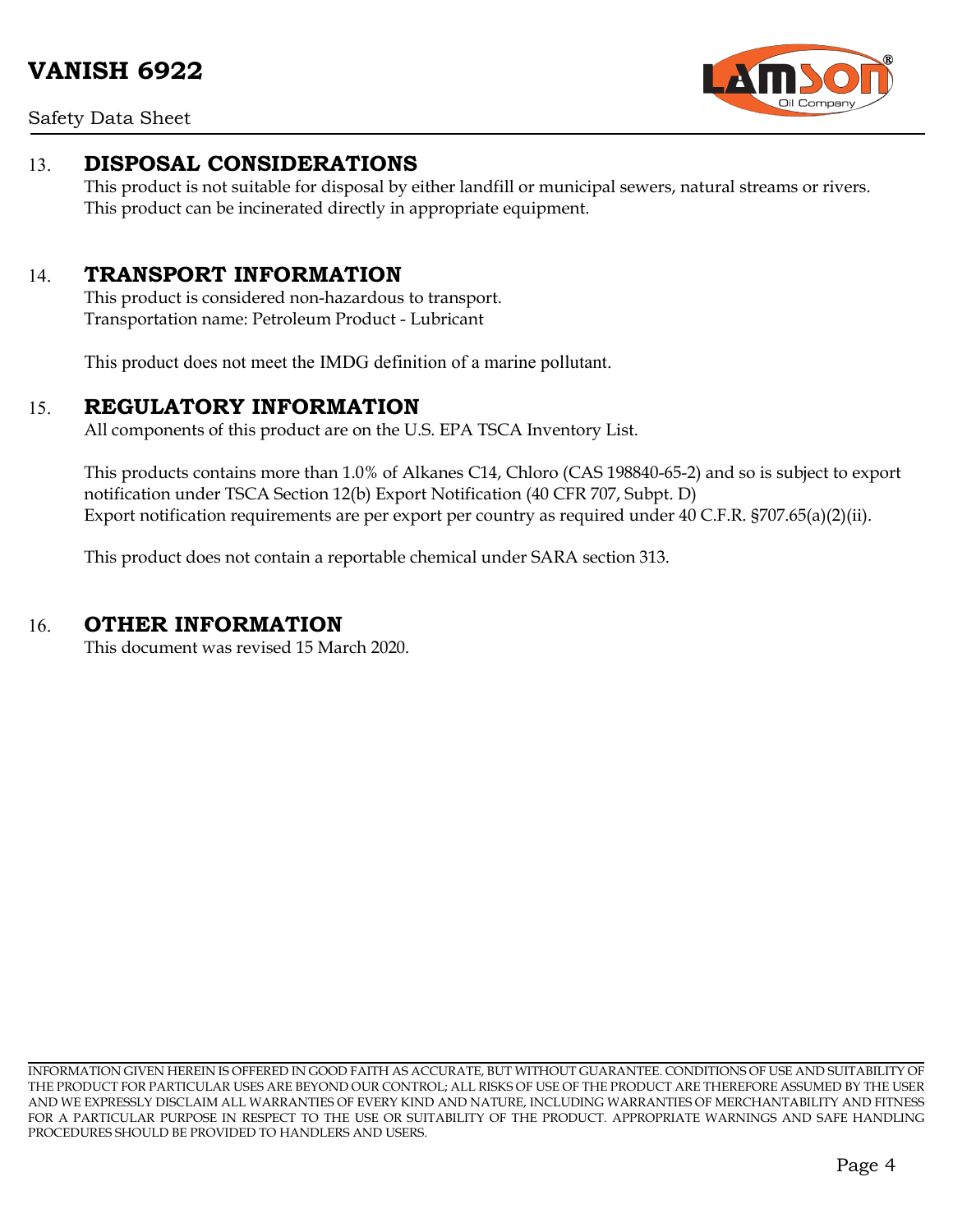## 13. DISPOSAL CONSIDERATIONS

This product is not suitable for disposal by either landfill or municipal sewers, natural streams or rivers. This product can be incinerated directly in appropriate equipment.

## 14. TRANSPORT INFORMATION

This product is considered non-hazardous to transport.
Transportation name: Petroleum Product - Lubricant

This product does not meet the IMDG definition of a marine pollutant.

## 15. REGULATORY INFORMATION

All components of this product are on the U.S. EPA TSCA Inventory List.

This products contains more than 1.0% of Alkanes C14, Chloro (CAS 198840-65-2) and so is subject to export notification under TSCA Section 12(b) Export Notification (40 CFR 707, Subpt. D)
Export notification requirements are per export per country as required under 40 C.F.R. §707.65(a)(2)(ii).

This product does not contain a reportable chemical under SARA section 313.

## 16. OTHER INFORMATION

This document was revised 15 March 2020.

INFORMATION GIVEN HEREIN IS OFFERED IN GOOD FAITH AS ACCURATE, BUT WITHOUT GUARANTEE. CONDITIONS OF USE AND SUITABILITY OF THE PRODUCT FOR PARTICULAR USES ARE BEYOND OUR CONTROL; ALL RISKS OF USE OF THE PRODUCT ARE THEREFORE ASSUMED BY THE USER AND WE EXPRESSLY DISCLAIM ALL WARRANTIES OF EVERY KIND AND NATURE, INCLUDING WARRANTIES OF MERCHANTABILITY AND FITNESS FOR A PARTICULAR PURPOSE IN RESPECT TO THE USE OR SUITABILITY OF THE PRODUCT. APPROPRIATE WARNINGS AND SAFE HANDLING PROCEDURES SHOULD BE PROVIDED TO HANDLERS AND USERS.